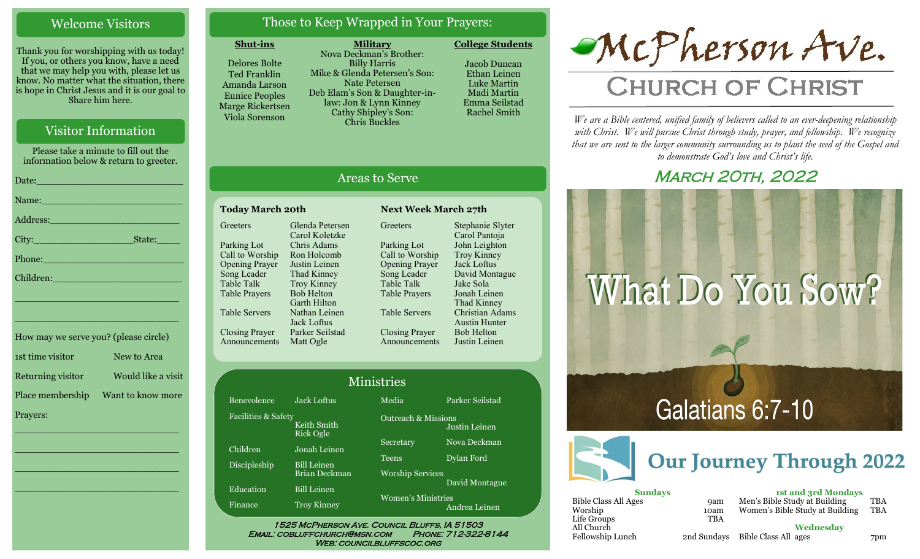## Welcome Visitors

Thank you for worshipping with us today! If you, or others you know, have a need that we may help you with, please let us know. No matter what the situation, there is hope in Christ Jesus and it is our goal to Share him here.

## Visitor Information

Please take a minute to fill out the information below & return to greeter.

Date:___________________________

Name:__________________________

Address:________________________

City:__________________State:_____

Phone:__________________________

Children:_______________________

________________________________

________________________________

How may we serve you? (please circle)

1st time visitor — New to Area

Returning visitor — Would like a visit

Place membership — Want to know more

Prayers:

________________________________

________________________________

________________________________

________________________________

## Those to Keep Wrapped in Your Prayers:

**Shut-ins**

Delores Bolte
Ted Franklin
Amanda Larson
Eunice Peoples
Marge Rickertsen
Viola Sorenson

**Military**

Nova Deckman's Brother: Billy Harris
Mike & Glenda Petersen's Son: Nate Petersen
Deb Elam's Son & Daughter-in-law: Jon & Lynn Kinney
Cathy Shipley's Son: Chris Buckles

**College Students**

Jacob Duncan
Ethan Leinen
Luke Martin
Madi Martin
Emma Seilstad
Rachel Smith

## Areas to Serve

**Today March 20th**

| Role | Name |
|---|---|
| Greeters | Glenda Petersen, Carol Koletzke |
| Parking Lot | Chris Adams |
| Call to Worship | Ron Holcomb |
| Opening Prayer | Justin Leinen |
| Song Leader | Thad Kinney |
| Table Talk | Troy Kinney |
| Table Prayers | Bob Helton, Garth Hilton |
| Table Servers | Nathan Leinen, Jack Loftus |
| Closing Prayer | Parker Seilstad |
| Announcements | Matt Ogle |

**Next Week March 27th**

| Role | Name |
|---|---|
| Greeters | Stephanie Slyter, Carol Pantoja |
| Parking Lot | John Leighton |
| Call to Worship | Troy Kinney |
| Opening Prayer | Jack Loftus |
| Song Leader | David Montague |
| Table Talk | Jake Sola |
| Table Prayers | Jonah Leinen, Thad Kinney |
| Table Servers | Christian Adams, Austin Hunter |
| Closing Prayer | Bob Helton |
| Announcements | Justin Leinen |

## Ministries

| Ministry | Name |
|---|---|
| Benevolence | Jack Loftus |
| Facilities & Safety | Keith Smith, Rick Ogle |
| Children | Jonah Leinen |
| Discipleship | Bill Leinen, Brian Deckman |
| Education | Bill Leinen |
| Finance | Troy Kinney |
| Media | Parker Seilstad |
| Outreach & Missions | Justin Leinen |
| Secretary | Nova Deckman |
| Teens | Dylan Ford |
| Worship Services | David Montague |
| Women's Ministries | Andrea Leinen |

1525 McPherson Ave. Council Bluffs, IA 51503
Email: cobluffchurch@msn.com Phone: 712-322-8144
Web: councilbluffscoc.org

# McPherson Ave. Church of Christ

*We are a Bible centered, unified family of believers called to an ever-deepening relationship with Christ. We will pursue Christ through study, prayer, and fellowship. We recognize that we are sent to the larger community surrounding us to plant the seed of the Gospel and to demonstrate God's love and Christ's life.*

## March 20th, 2022

## What Do You Sow?

Galatians 6:7-10

## Our Journey Through 2022

**Sundays**

| | |
|---|---|
| Bible Class All Ages | 9am |
| Worship | 10am |
| Life Groups | TBA |
| All Church Fellowship Lunch | 2nd Sundays |

**1st and 3rd Mondays**

| | |
|---|---|
| Men's Bible Study at Building | TBA |
| Women's Bible Study at Building | TBA |

**Wednesday**

| | |
|---|---|
| Bible Class All ages | 7pm |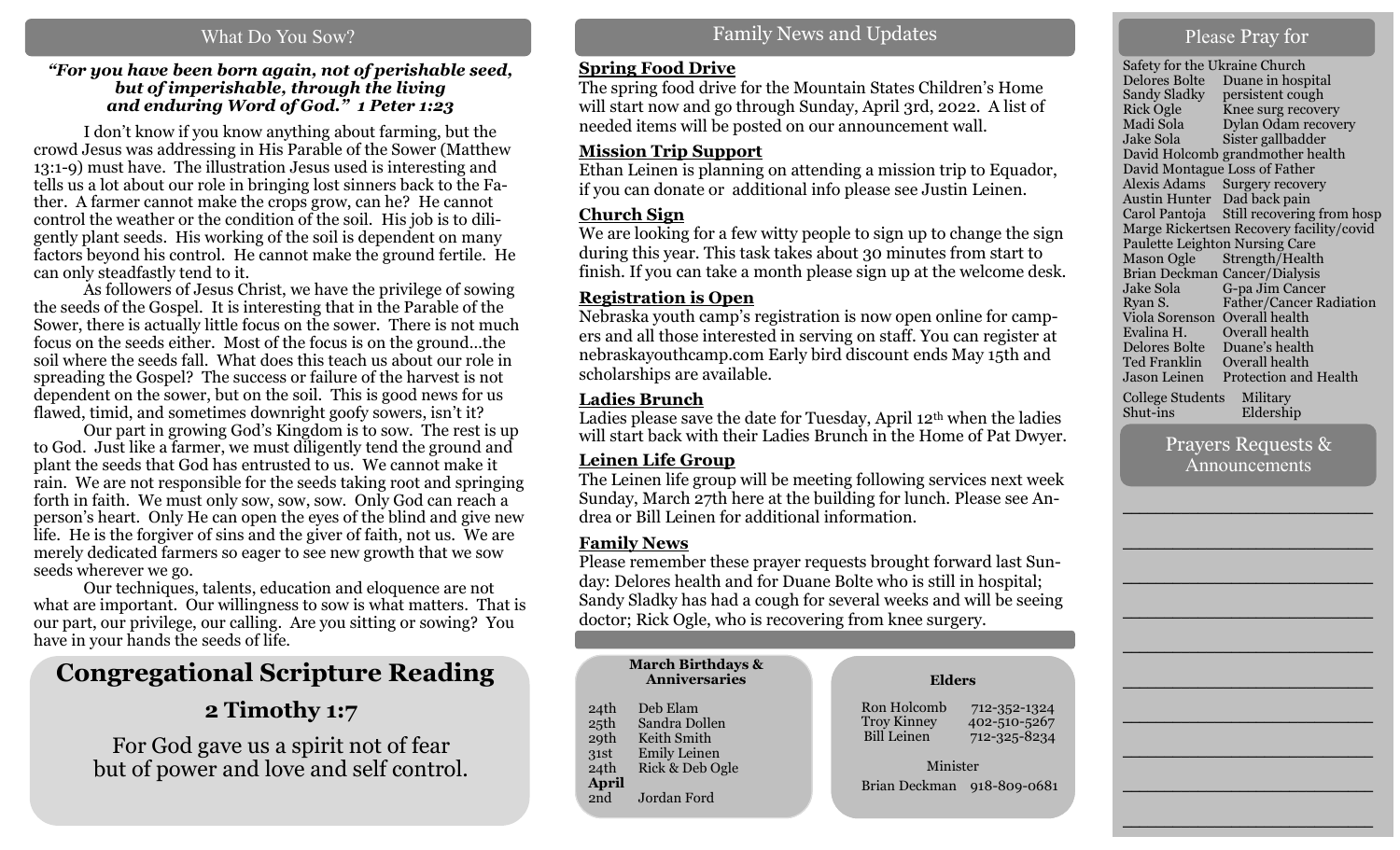## What Do You Sow?

***"For you have been born again, not of perishable seed, but of imperishable, through the living and enduring Word of God." 1 Peter 1:23***

I don't know if you know anything about farming, but the crowd Jesus was addressing in His Parable of the Sower (Matthew 13:1-9) must have. The illustration Jesus used is interesting and tells us a lot about our role in bringing lost sinners back to the Father. A farmer cannot make the crops grow, can he? He cannot control the weather or the condition of the soil. His job is to diligently plant seeds. His working of the soil is dependent on many factors beyond his control. He cannot make the ground fertile. He can only steadfastly tend to it.

As followers of Jesus Christ, we have the privilege of sowing the seeds of the Gospel. It is interesting that in the Parable of the Sower, there is actually little focus on the sower. There is not much focus on the seeds either. Most of the focus is on the ground…the soil where the seeds fall. What does this teach us about our role in spreading the Gospel? The success or failure of the harvest is not dependent on the sower, but on the soil. This is good news for us flawed, timid, and sometimes downright goofy sowers, isn't it?

Our part in growing God's Kingdom is to sow. The rest is up to God. Just like a farmer, we must diligently tend the ground and plant the seeds that God has entrusted to us. We cannot make it rain. We are not responsible for the seeds taking root and springing forth in faith. We must only sow, sow, sow. Only God can reach a person's heart. Only He can open the eyes of the blind and give new life. He is the forgiver of sins and the giver of faith, not us. We are merely dedicated farmers so eager to see new growth that we sow seeds wherever we go.

Our techniques, talents, education and eloquence are not what are important. Our willingness to sow is what matters. That is our part, our privilege, our calling. Are you sitting or sowing? You have in your hands the seeds of life.

## Congregational Scripture Reading

### 2 Timothy 1:7

For God gave us a spirit not of fear
but of power and love and self control.

## Family News and Updates

**Spring Food Drive**

The spring food drive for the Mountain States Children's Home will start now and go through Sunday, April 3rd, 2022. A list of needed items will be posted on our announcement wall.

**Mission Trip Support**

Ethan Leinen is planning on attending a mission trip to Equador, if you can donate or additional info please see Justin Leinen.

**Church Sign**

We are looking for a few witty people to sign up to change the sign during this year. This task takes about 30 minutes from start to finish. If you can take a month please sign up at the welcome desk.

**Registration is Open**

Nebraska youth camp's registration is now open online for campers and all those interested in serving on staff. You can register at nebraskayouthcamp.com Early bird discount ends May 15th and scholarships are available.

**Ladies Brunch**

Ladies please save the date for Tuesday, April 12th when the ladies will start back with their Ladies Brunch in the Home of Pat Dwyer.

**Leinen Life Group**

The Leinen life group will be meeting following services next week Sunday, March 27th here at the building for lunch. Please see Andrea or Bill Leinen for additional information.

**Family News**

Please remember these prayer requests brought forward last Sunday: Delores health and for Duane Bolte who is still in hospital; Sandy Sladky has had a cough for several weeks and will be seeing doctor; Rick Ogle, who is recovering from knee surgery.

**March Birthdays & Anniversaries**

24th Deb Elam
25th Sandra Dollen
29th Keith Smith
31st Emily Leinen
24th Rick & Deb Ogle
**April**
2nd Jordan Ford

**Elders**

Ron Holcomb 712-352-1324
Troy Kinney 402-510-5267
Bill Leinen 712-325-8234

Minister

Brian Deckman 918-809-0681

## Please Pray for

Safety for the Ukraine Church
Delores Bolte Duane in hospital
Sandy Sladky persistent cough
Rick Ogle Knee surg recovery
Madi Sola Dylan Odam recovery
Jake Sola Sister gallbadder
David Holcomb grandmother health
David Montague Loss of Father
Alexis Adams Surgery recovery
Austin Hunter Dad back pain
Carol Pantoja Still recovering from hosp
Marge Rickertsen Recovery facility/covid
Paulette Leighton Nursing Care
Mason Ogle Strength/Health
Brian Deckman Cancer/Dialysis
Jake Sola G-pa Jim Cancer
Ryan S. Father/Cancer Radiation
Viola Sorenson Overall health
Evalina H. Overall health
Delores Bolte Duane's health
Ted Franklin Overall health
Jason Leinen Protection and Health

College Students Military
Shut-ins Eldership

## Prayers Requests & Announcements

______________________

______________________

______________________

______________________

______________________

______________________

______________________

______________________

______________________

______________________